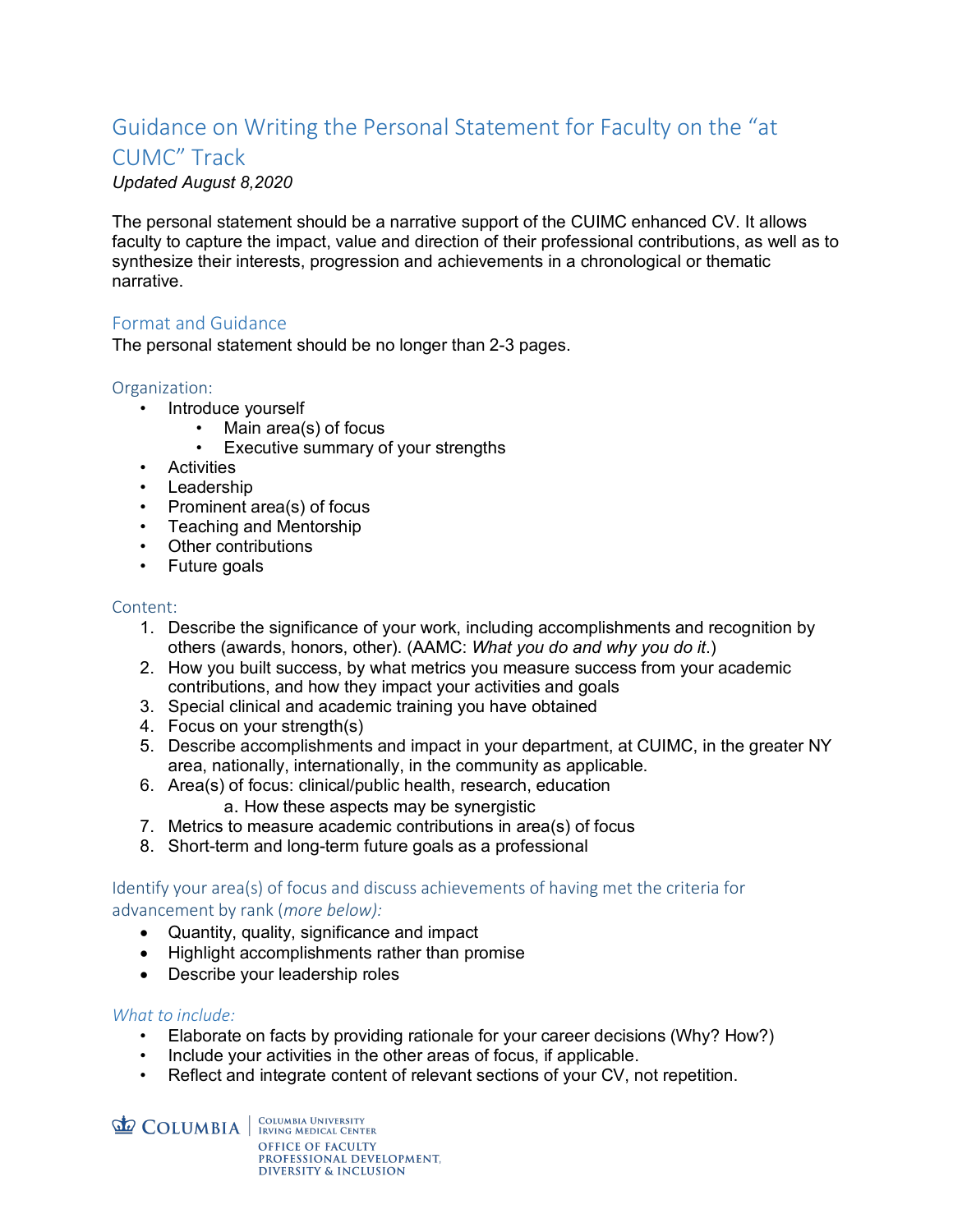# Guidance on Writing the Personal Statement for Faculty on the "at CUMC" Track

*Updated August 8,2020*

The personal statement should be a narrative support of the CUIMC enhanced CV. It allows faculty to capture the impact, value and direction of their professional contributions, as well as to synthesize their interests, progression and achievements in a chronological or thematic narrative.

## Format and Guidance

The personal statement should be no longer than 2-3 pages.

### Organization:

- Introduce yourself
  - Main area(s) of focus
  - Executive summary of your strengths
- Activities
- Leadership
- Prominent area(s) of focus
- Teaching and Mentorship
- Other contributions
- Future goals

### Content:

1. Describe the significance of your work, including accomplishments and recognition by others (awards, honors, other). (AAMC: *What you do and why you do it*.)
2. How you built success, by what metrics you measure success from your academic contributions, and how they impact your activities and goals
3. Special clinical and academic training you have obtained
4. Focus on your strength(s)
5. Describe accomplishments and impact in your department, at CUIMC, in the greater NY area, nationally, internationally, in the community as applicable.
6. Area(s) of focus: clinical/public health, research, education
   a. How these aspects may be synergistic
7. Metrics to measure academic contributions in area(s) of focus
8. Short-term and long-term future goals as a professional

### Identify your area(s) of focus and discuss achievements of having met the criteria for advancement by rank (*more below*):

- Quantity, quality, significance and impact
- Highlight accomplishments rather than promise
- Describe your leadership roles

### *What to include:*

- Elaborate on facts by providing rationale for your career decisions (Why? How?)
- Include your activities in the other areas of focus, if applicable.
- Reflect and integrate content of relevant sections of your CV, not repetition.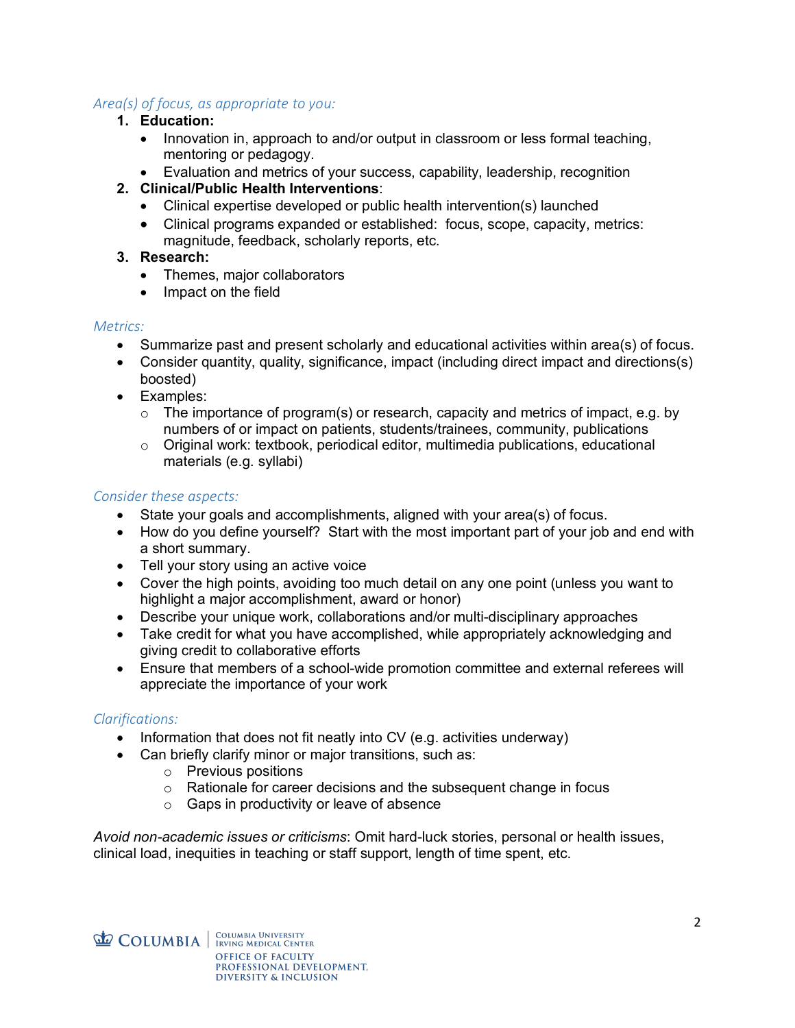*Area(s) of focus, as appropriate to you:*

1. **Education:**
   - Innovation in, approach to and/or output in classroom or less formal teaching, mentoring or pedagogy.
   - Evaluation and metrics of your success, capability, leadership, recognition
2. **Clinical/Public Health Interventions**:
   - Clinical expertise developed or public health intervention(s) launched
   - Clinical programs expanded or established: focus, scope, capacity, metrics: magnitude, feedback, scholarly reports, etc.
3. **Research:**
   - Themes, major collaborators
   - Impact on the field

*Metrics:*

- Summarize past and present scholarly and educational activities within area(s) of focus.
- Consider quantity, quality, significance, impact (including direct impact and directions(s) boosted)
- Examples:
  - The importance of program(s) or research, capacity and metrics of impact, e.g. by numbers of or impact on patients, students/trainees, community, publications
  - Original work: textbook, periodical editor, multimedia publications, educational materials (e.g. syllabi)

*Consider these aspects:*

- State your goals and accomplishments, aligned with your area(s) of focus.
- How do you define yourself? Start with the most important part of your job and end with a short summary.
- Tell your story using an active voice
- Cover the high points, avoiding too much detail on any one point (unless you want to highlight a major accomplishment, award or honor)
- Describe your unique work, collaborations and/or multi-disciplinary approaches
- Take credit for what you have accomplished, while appropriately acknowledging and giving credit to collaborative efforts
- Ensure that members of a school-wide promotion committee and external referees will appreciate the importance of your work

*Clarifications:*

- Information that does not fit neatly into CV (e.g. activities underway)
- Can briefly clarify minor or major transitions, such as:
  - Previous positions
  - Rationale for career decisions and the subsequent change in focus
  - Gaps in productivity or leave of absence

*Avoid non-academic issues or criticisms*: Omit hard-luck stories, personal or health issues, clinical load, inequities in teaching or staff support, length of time spent, etc.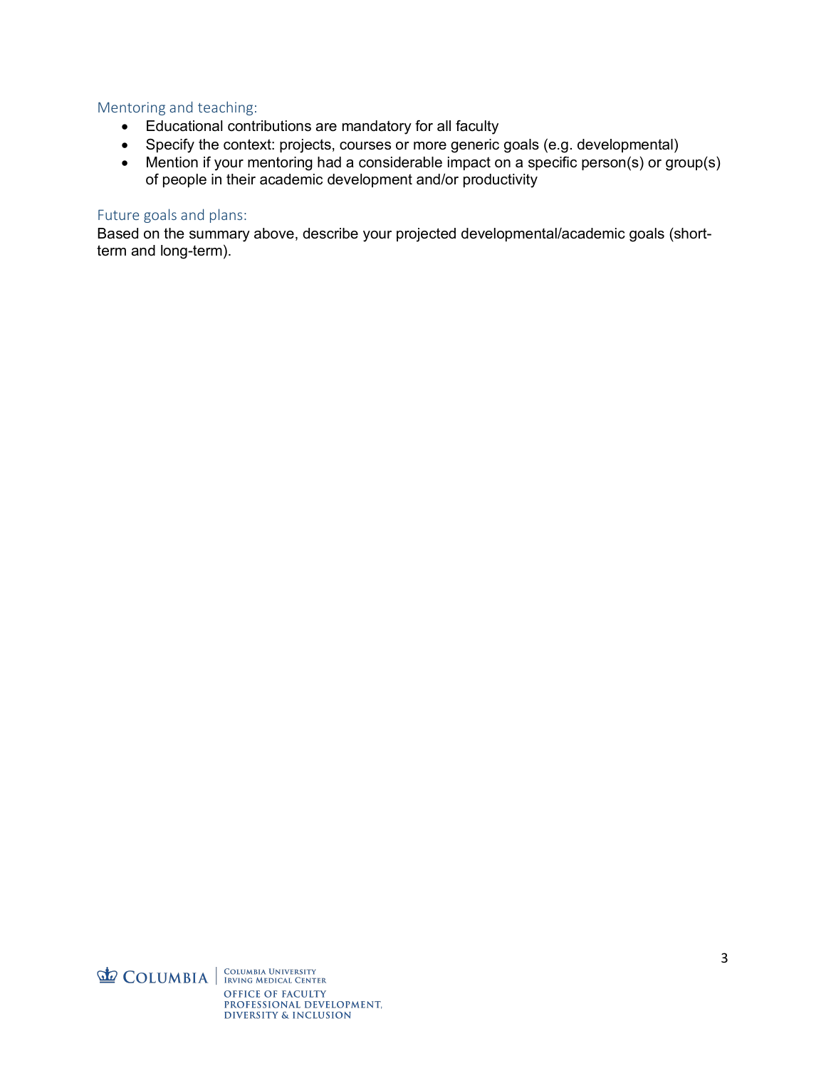## Mentoring and teaching:

- Educational contributions are mandatory for all faculty
- Specify the context: projects, courses or more generic goals (e.g. developmental)
- Mention if your mentoring had a considerable impact on a specific person(s) or group(s) of people in their academic development and/or productivity

## Future goals and plans:

Based on the summary above, describe your projected developmental/academic goals (short-term and long-term).